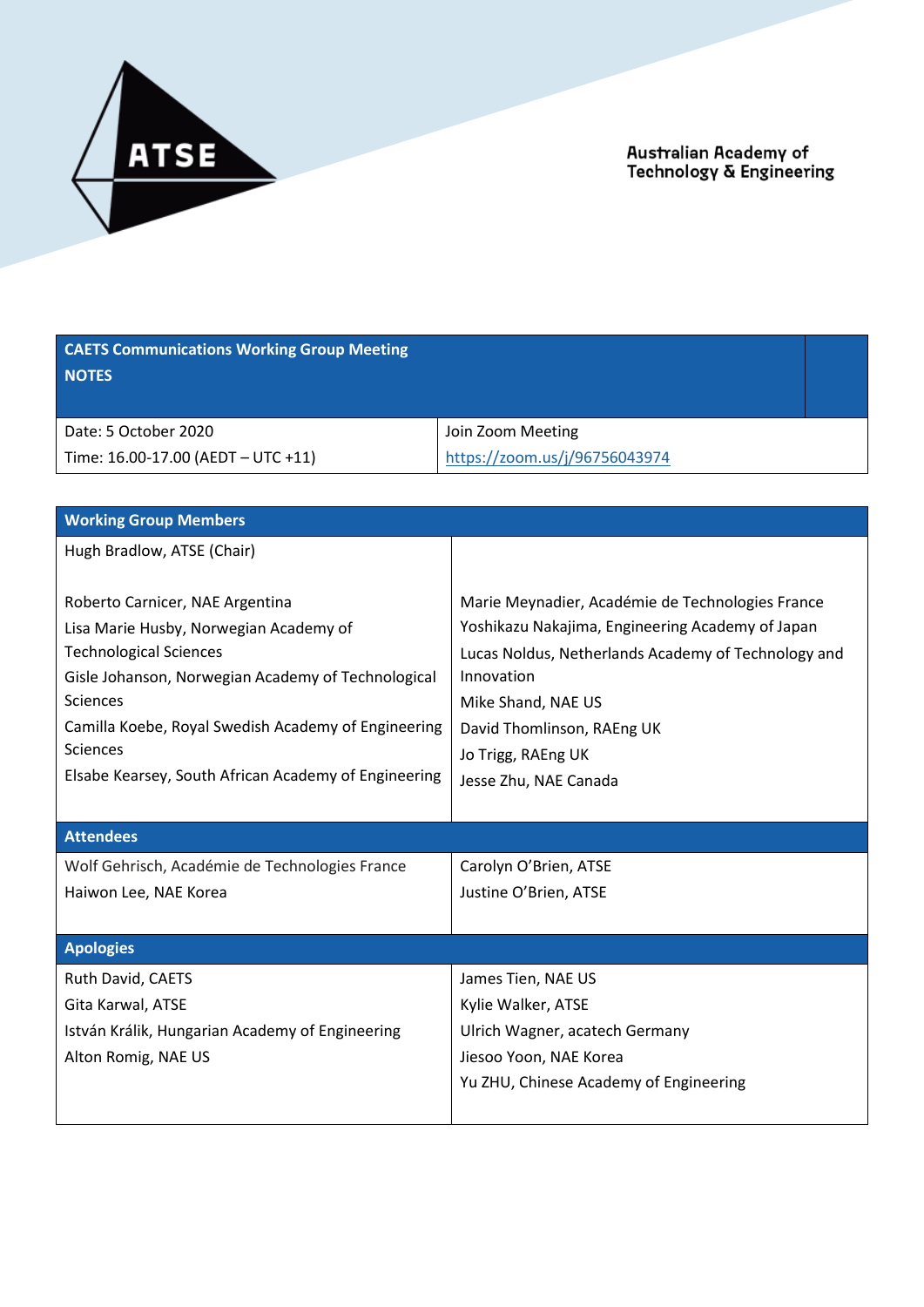Australian Academy of Technology & Engineering

| CAETS Communications Working Group Meeting<br>NOTES | |
|---|---|
| Date: 5 October 2020<br>Time: 16.00-17.00 (AEDT – UTC +11) | Join Zoom Meeting<br>https://zoom.us/j/96756043974 |

| Working Group Members | |
|---|---|
| Hugh Bradlow, ATSE (Chair)<br><br>Roberto Carnicer, NAE Argentina<br>Lisa Marie Husby, Norwegian Academy of Technological Sciences<br>Gisle Johanson, Norwegian Academy of Technological Sciences<br>Camilla Koebe, Royal Swedish Academy of Engineering Sciences<br>Elsabe Kearsey, South African Academy of Engineering | Marie Meynadier, Académie de Technologies France<br>Yoshikazu Nakajima, Engineering Academy of Japan<br>Lucas Noldus, Netherlands Academy of Technology and Innovation<br>Mike Shand, NAE US<br>David Thomlinson, RAEng UK<br>Jo Trigg, RAEng UK<br>Jesse Zhu, NAE Canada |
| **Attendees** | |
| Wolf Gehrisch, Académie de Technologies France<br>Haiwon Lee, NAE Korea | Carolyn O'Brien, ATSE<br>Justine O'Brien, ATSE |
| **Apologies** | |
| Ruth David, CAETS<br>Gita Karwal, ATSE<br>István Králik, Hungarian Academy of Engineering<br>Alton Romig, NAE US | James Tien, NAE US<br>Kylie Walker, ATSE<br>Ulrich Wagner, acatech Germany<br>Jiesoo Yoon, NAE Korea<br>Yu ZHU, Chinese Academy of Engineering |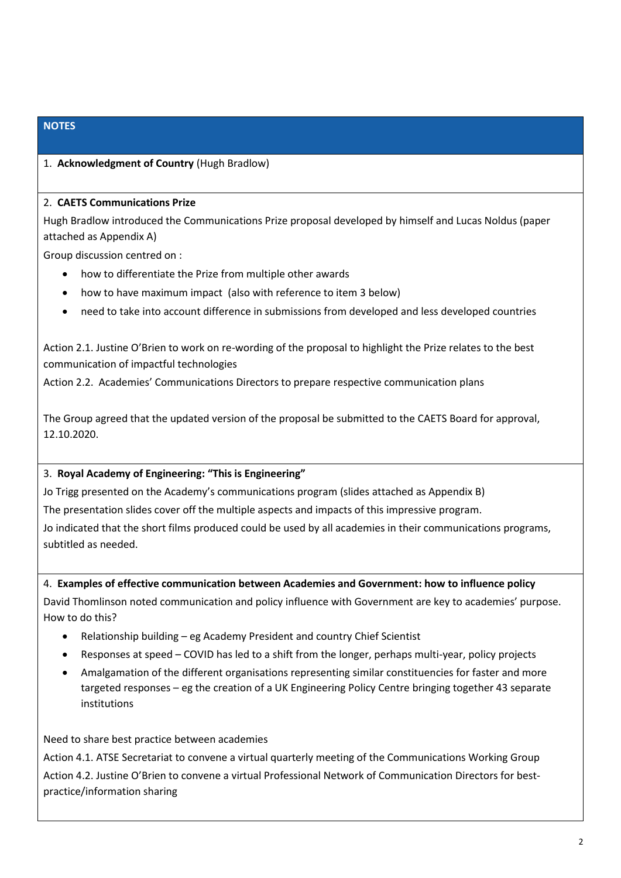## NOTES

1. **Acknowledgment of Country** (Hugh Bradlow)

2. **CAETS Communications Prize**

Hugh Bradlow introduced the Communications Prize proposal developed by himself and Lucas Noldus (paper attached as Appendix A)

Group discussion centred on :

- how to differentiate the Prize from multiple other awards
- how to have maximum impact (also with reference to item 3 below)
- need to take into account difference in submissions from developed and less developed countries

Action 2.1. Justine O'Brien to work on re-wording of the proposal to highlight the Prize relates to the best communication of impactful technologies

Action 2.2. Academies' Communications Directors to prepare respective communication plans

The Group agreed that the updated version of the proposal be submitted to the CAETS Board for approval, 12.10.2020.

3. **Royal Academy of Engineering: "This is Engineering"**

Jo Trigg presented on the Academy's communications program (slides attached as Appendix B)

The presentation slides cover off the multiple aspects and impacts of this impressive program.

Jo indicated that the short films produced could be used by all academies in their communications programs, subtitled as needed.

4. **Examples of effective communication between Academies and Government: how to influence policy**

David Thomlinson noted communication and policy influence with Government are key to academies' purpose. How to do this?

- Relationship building – eg Academy President and country Chief Scientist
- Responses at speed – COVID has led to a shift from the longer, perhaps multi-year, policy projects
- Amalgamation of the different organisations representing similar constituencies for faster and more targeted responses – eg the creation of a UK Engineering Policy Centre bringing together 43 separate institutions

Need to share best practice between academies

Action 4.1. ATSE Secretariat to convene a virtual quarterly meeting of the Communications Working Group

Action 4.2. Justine O'Brien to convene a virtual Professional Network of Communication Directors for best-practice/information sharing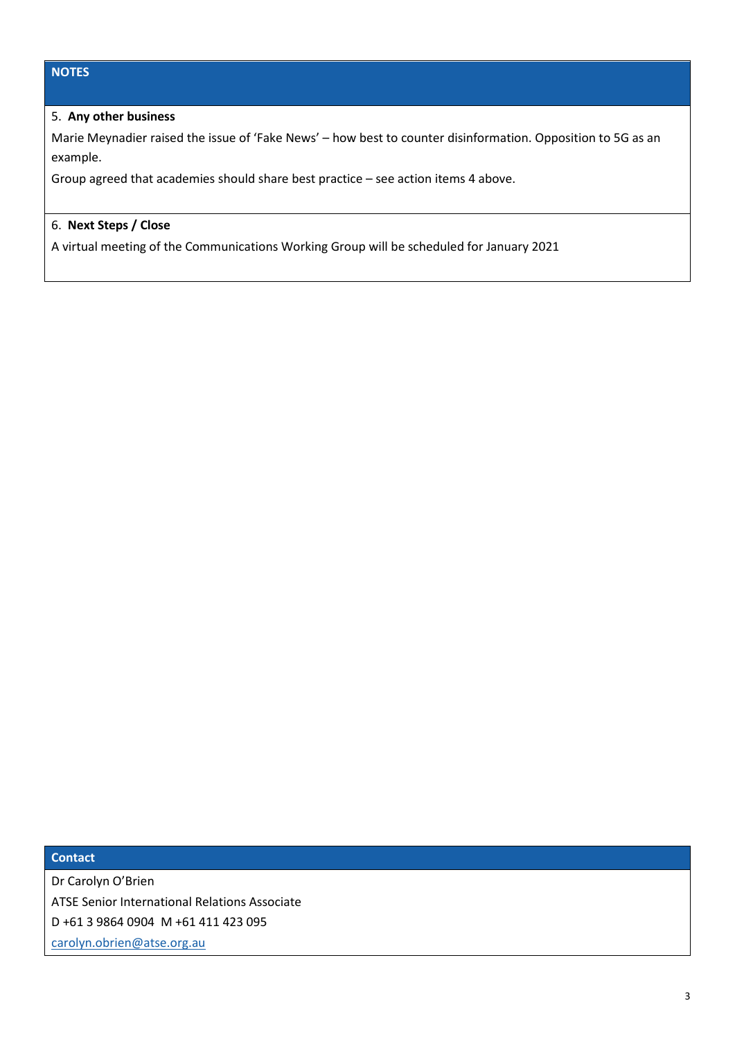## NOTES

5. **Any other business**

Marie Meynadier raised the issue of 'Fake News' – how best to counter disinformation. Opposition to 5G as an example.

Group agreed that academies should share best practice – see action items 4 above.

6. **Next Steps / Close**

A virtual meeting of the Communications Working Group will be scheduled for January 2021

## Contact

Dr Carolyn O'Brien

ATSE Senior International Relations Associate

D +61 3 9864 0904  M +61 411 423 095

carolyn.obrien@atse.org.au